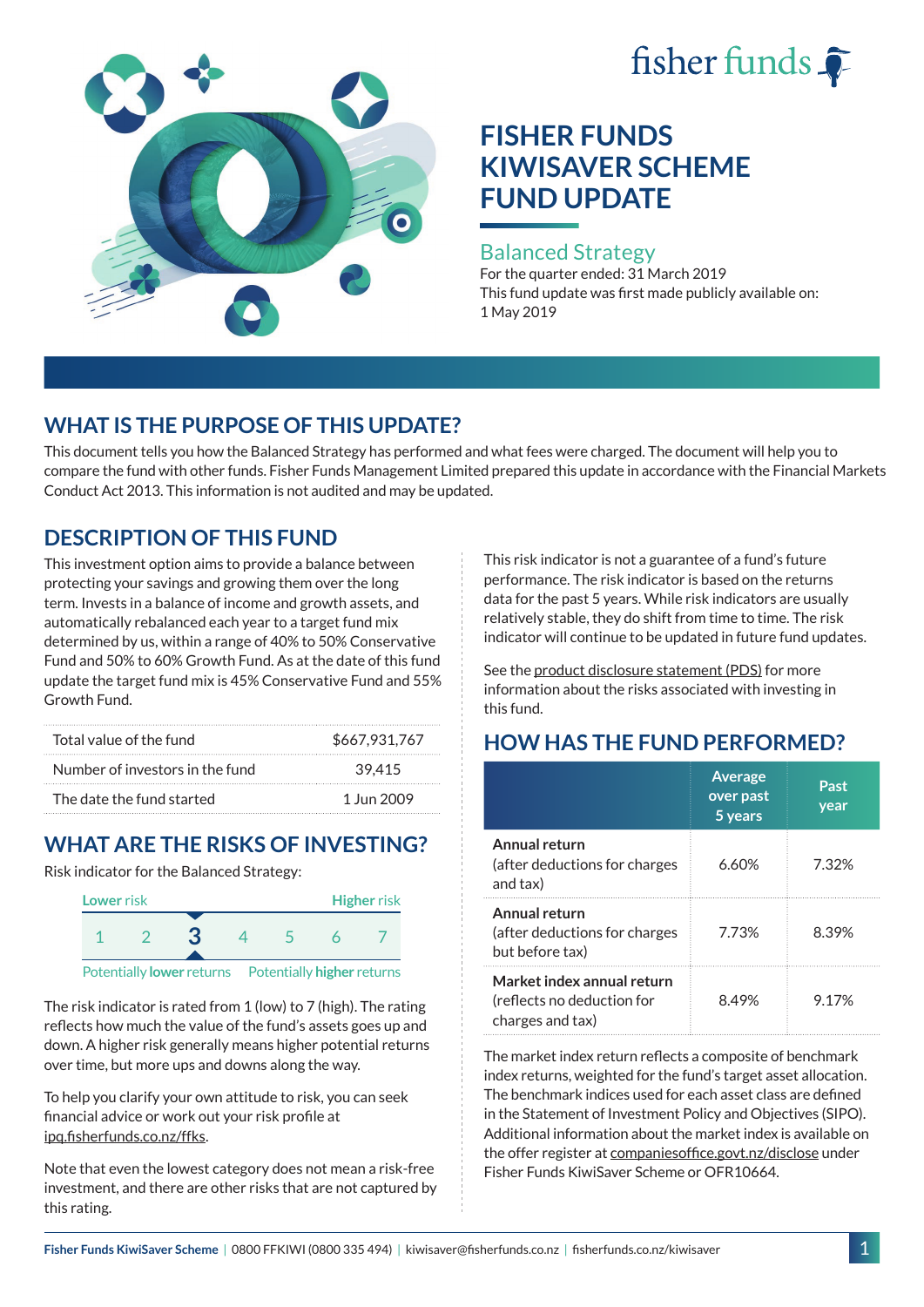fisher funds

# FISHER FUNDS KIWISAVER SCHEME FUND UPDATE

## Balanced Strategy

For the quarter ended: 31 March 2019

This fund update was first made publicly available on: 1 May 2019

## WHAT IS THE PURPOSE OF THIS UPDATE?

This document tells you how the Balanced Strategy has performed and what fees were charged. The document will help you to compare the fund with other funds. Fisher Funds Management Limited prepared this update in accordance with the Financial Markets Conduct Act 2013. This information is not audited and may be updated.

## DESCRIPTION OF THIS FUND

This investment option aims to provide a balance between protecting your savings and growing them over the long term. Invests in a balance of income and growth assets, and automatically rebalanced each year to a target fund mix determined by us, within a range of 40% to 50% Conservative Fund and 50% to 60% Growth Fund. As at the date of this fund update the target fund mix is 45% Conservative Fund and 55% Growth Fund.

| | |
|---|---|
| Total value of the fund | $667,931,767 |
| Number of investors in the fund | 39,415 |
| The date the fund started | 1 Jun 2009 |

## WHAT ARE THE RISKS OF INVESTING?

Risk indicator for the Balanced Strategy:

Lower risk — Higher risk

1 2 **3** 4 5 6 7

Potentially **lower** returns — Potentially **higher** returns

The risk indicator is rated from 1 (low) to 7 (high). The rating reflects how much the value of the fund's assets goes up and down. A higher risk generally means higher potential returns over time, but more ups and downs along the way.

To help you clarify your own attitude to risk, you can seek financial advice or work out your risk profile at ipq.fisherfunds.co.nz/ffks.

Note that even the lowest category does not mean a risk-free investment, and there are other risks that are not captured by this rating.

This risk indicator is not a guarantee of a fund's future performance. The risk indicator is based on the returns data for the past 5 years. While risk indicators are usually relatively stable, they do shift from time to time. The risk indicator will continue to be updated in future fund updates.

See the product disclosure statement (PDS) for more information about the risks associated with investing in this fund.

## HOW HAS THE FUND PERFORMED?

| | Average over past 5 years | Past year |
|---|---|---|
| **Annual return** (after deductions for charges and tax) | 6.60% | 7.32% |
| **Annual return** (after deductions for charges but before tax) | 7.73% | 8.39% |
| **Market index annual return** (reflects no deduction for charges and tax) | 8.49% | 9.17% |

The market index return reflects a composite of benchmark index returns, weighted for the fund's target asset allocation. The benchmark indices used for each asset class are defined in the Statement of Investment Policy and Objectives (SIPO). Additional information about the market index is available on the offer register at companiesoffice.govt.nz/disclose under Fisher Funds KiwiSaver Scheme or OFR10664.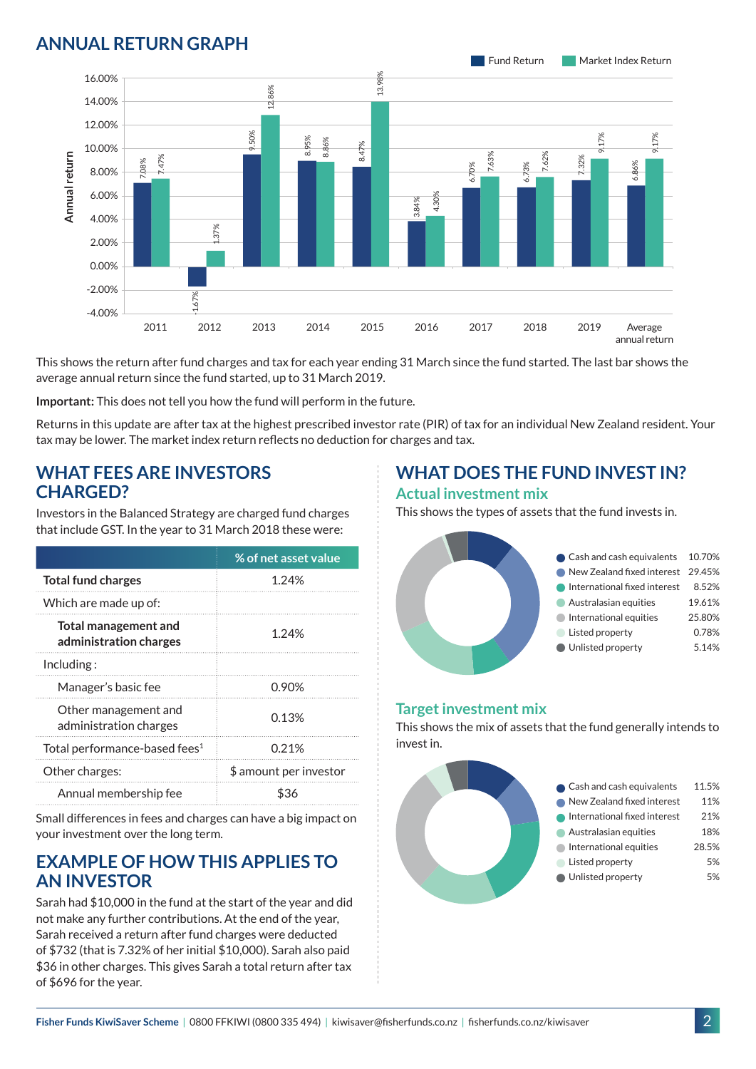## ANNUAL RETURN GRAPH

| Year | Fund Return | Market Index Return |
|---|---|---|
| 2011 | 7.08% | 7.47% |
| 2012 | -1.67% | 1.37% |
| 2013 | 9.50% | 12.86% |
| 2014 | 8.95% | 8.86% |
| 2015 | 8.47% | 13.98% |
| 2016 | 3.84% | 4.30% |
| 2017 | 6.70% | 7.63% |
| 2018 | 6.73% | 7.62% |
| 2019 | 7.32% | 9.17% |
| Average annual return | 6.86% | 9.17% |

This shows the return after fund charges and tax for each year ending 31 March since the fund started. The last bar shows the average annual return since the fund started, up to 31 March 2019.

**Important:** This does not tell you how the fund will perform in the future.

Returns in this update are after tax at the highest prescribed investor rate (PIR) of tax for an individual New Zealand resident. Your tax may be lower. The market index return reflects no deduction for charges and tax.

## WHAT FEES ARE INVESTORS CHARGED?

Investors in the Balanced Strategy are charged fund charges that include GST. In the year to 31 March 2018 these were:

| | % of net asset value |
|---|---|
| **Total fund charges** | 1.24% |
| Which are made up of: | |
| **Total management and administration charges** | 1.24% |
| Including : | |
| Manager's basic fee | 0.90% |
| Other management and administration charges | 0.13% |
| Total performance-based fees[1] | 0.21% |
| Other charges: | $ amount per investor |
| Annual membership fee | $36 |

Small differences in fees and charges can have a big impact on your investment over the long term.

## EXAMPLE OF HOW THIS APPLIES TO AN INVESTOR

Sarah had $10,000 in the fund at the start of the year and did not make any further contributions. At the end of the year, Sarah received a return after fund charges were deducted of $732 (that is 7.32% of her initial $10,000). Sarah also paid $36 in other charges. This gives Sarah a total return after tax of $696 for the year.

## WHAT DOES THE FUND INVEST IN?

### Actual investment mix

This shows the types of assets that the fund invests in.

| Asset | % |
|---|---|
| Cash and cash equivalents | 10.70% |
| New Zealand fixed interest | 29.45% |
| International fixed interest | 8.52% |
| Australasian equities | 19.61% |
| International equities | 25.80% |
| Listed property | 0.78% |
| Unlisted property | 5.14% |

### Target investment mix

This shows the mix of assets that the fund generally intends to invest in.

| Asset | % |
|---|---|
| Cash and cash equivalents | 11.5% |
| New Zealand fixed interest | 11% |
| International fixed interest | 21% |
| Australasian equities | 18% |
| International equities | 28.5% |
| Listed property | 5% |
| Unlisted property | 5% |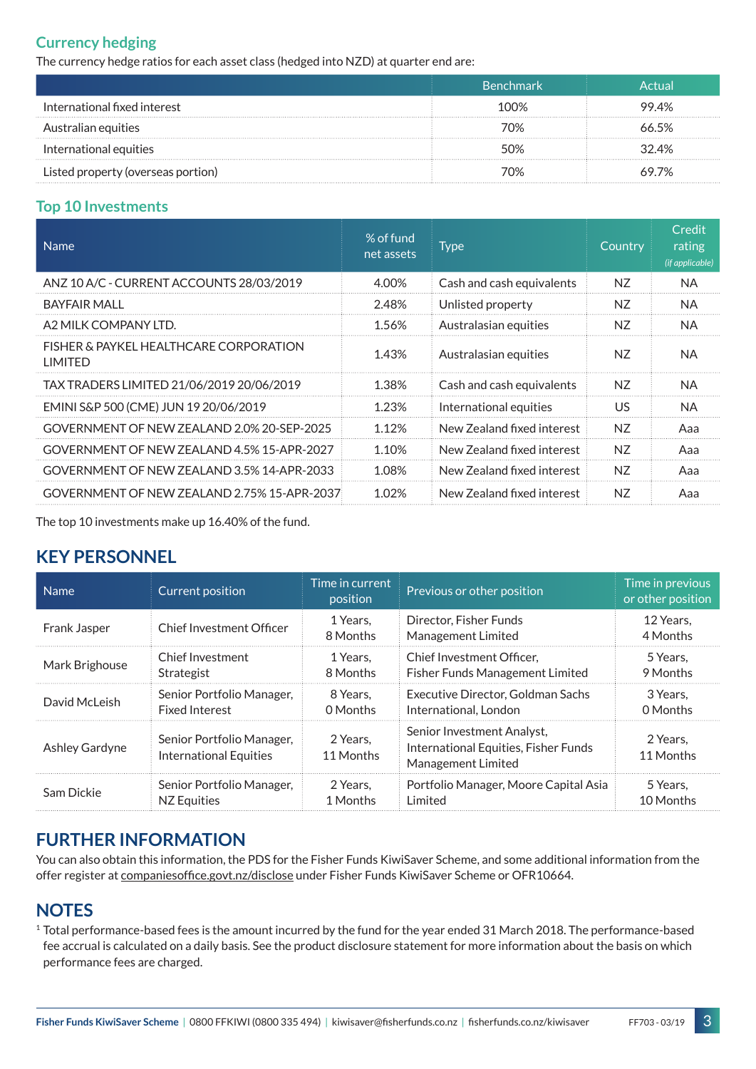## Currency hedging

The currency hedge ratios for each asset class (hedged into NZD) at quarter end are:

| | Benchmark | Actual |
|---|---|---|
| International fixed interest | 100% | 99.4% |
| Australian equities | 70% | 66.5% |
| International equities | 50% | 32.4% |
| Listed property (overseas portion) | 70% | 69.7% |

## Top 10 Investments

| Name | % of fund net assets | Type | Country | Credit rating (if applicable) |
|---|---|---|---|---|
| ANZ 10 A/C - CURRENT ACCOUNTS 28/03/2019 | 4.00% | Cash and cash equivalents | NZ | NA |
| BAYFAIR MALL | 2.48% | Unlisted property | NZ | NA |
| A2 MILK COMPANY LTD. | 1.56% | Australasian equities | NZ | NA |
| FISHER & PAYKEL HEALTHCARE CORPORATION LIMITED | 1.43% | Australasian equities | NZ | NA |
| TAX TRADERS LIMITED 21/06/2019 20/06/2019 | 1.38% | Cash and cash equivalents | NZ | NA |
| EMINI S&P 500 (CME) JUN 19 20/06/2019 | 1.23% | International equities | US | NA |
| GOVERNMENT OF NEW ZEALAND 2.0% 20-SEP-2025 | 1.12% | New Zealand fixed interest | NZ | Aaa |
| GOVERNMENT OF NEW ZEALAND 4.5% 15-APR-2027 | 1.10% | New Zealand fixed interest | NZ | Aaa |
| GOVERNMENT OF NEW ZEALAND 3.5% 14-APR-2033 | 1.08% | New Zealand fixed interest | NZ | Aaa |
| GOVERNMENT OF NEW ZEALAND 2.75% 15-APR-2037 | 1.02% | New Zealand fixed interest | NZ | Aaa |

The top 10 investments make up 16.40% of the fund.

## KEY PERSONNEL

| Name | Current position | Time in current position | Previous or other position | Time in previous or other position |
|---|---|---|---|---|
| Frank Jasper | Chief Investment Officer | 1 Years, 8 Months | Director, Fisher Funds Management Limited | 12 Years, 4 Months |
| Mark Brighouse | Chief Investment Strategist | 1 Years, 8 Months | Chief Investment Officer, Fisher Funds Management Limited | 5 Years, 9 Months |
| David McLeish | Senior Portfolio Manager, Fixed Interest | 8 Years, 0 Months | Executive Director, Goldman Sachs International, London | 3 Years, 0 Months |
| Ashley Gardyne | Senior Portfolio Manager, International Equities | 2 Years, 11 Months | Senior Investment Analyst, International Equities, Fisher Funds Management Limited | 2 Years, 11 Months |
| Sam Dickie | Senior Portfolio Manager, NZ Equities | 2 Years, 1 Months | Portfolio Manager, Moore Capital Asia Limited | 5 Years, 10 Months |

## FURTHER INFORMATION

You can also obtain this information, the PDS for the Fisher Funds KiwiSaver Scheme, and some additional information from the offer register at companiesoffice.govt.nz/disclose under Fisher Funds KiwiSaver Scheme or OFR10664.

## NOTES

[1] Total performance-based fees is the amount incurred by the fund for the year ended 31 March 2018. The performance-based fee accrual is calculated on a daily basis. See the product disclosure statement for more information about the basis on which performance fees are charged.

Fisher Funds KiwiSaver Scheme | 0800 FFKIWI (0800 335 494) | kiwisaver@fisherfunds.co.nz | fisherfunds.co.nz/kiwisaver FF703 - 03/19